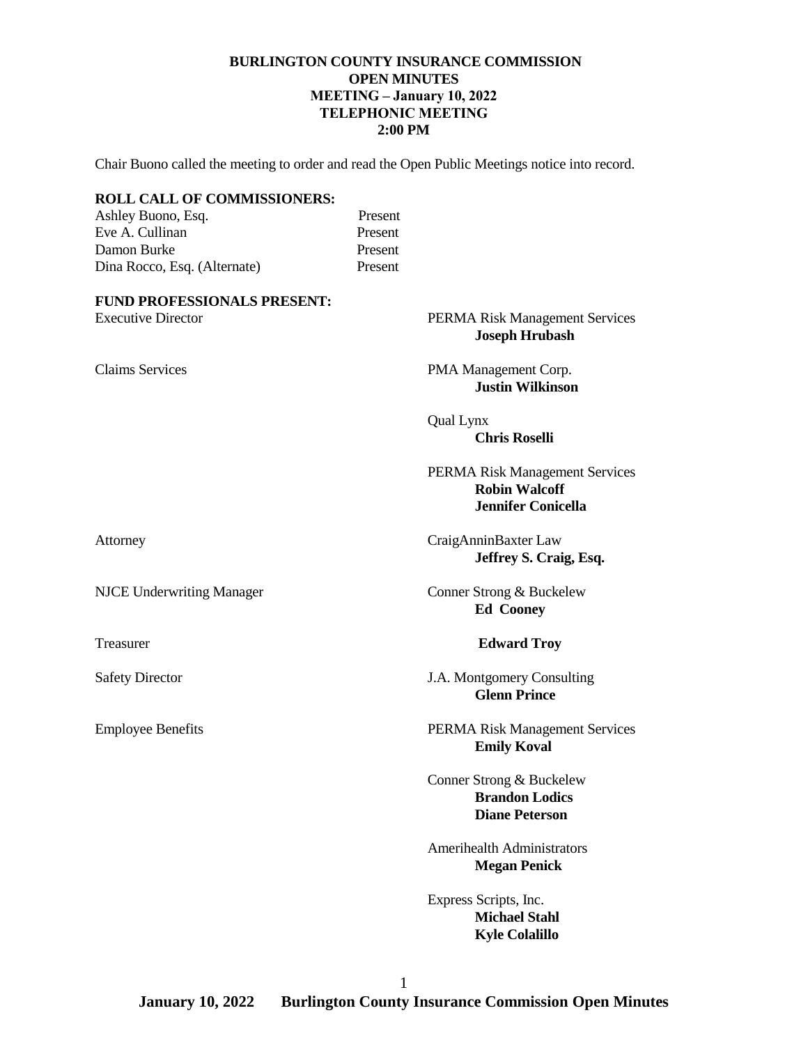**BURLINGTON COUNTY INSURANCE COMMISSION**
**OPEN MINUTES**
**MEETING – January 10, 2022**
**TELEPHONIC MEETING**
**2:00 PM**

Chair Buono called the meeting to order and read the Open Public Meetings notice into record.

**ROLL CALL OF COMMISSIONERS:**

| | |
|---|---|
| Ashley Buono, Esq. | Present |
| Eve A. Cullinan | Present |
| Damon Burke | Present |
| Dina Rocco, Esq. (Alternate) | Present |

**FUND PROFESSIONALS PRESENT:**

| | |
|---|---|
| Executive Director | PERMA Risk Management Services<br>**Joseph Hrubash** |
| Claims Services | PMA Management Corp.<br>**Justin Wilkinson** |
| | Qual Lynx<br>**Chris Roselli** |
| | PERMA Risk Management Services<br>**Robin Walcoff**<br>**Jennifer Conicella** |
| Attorney | CraigAnninBaxter Law<br>**Jeffrey S. Craig, Esq.** |
| NJCE Underwriting Manager | Conner Strong & Buckelew<br>**Ed Cooney** |
| Treasurer | **Edward Troy** |
| Safety Director | J.A. Montgomery Consulting<br>**Glenn Prince** |
| Employee Benefits | PERMA Risk Management Services<br>**Emily Koval** |
| | Conner Strong & Buckelew<br>**Brandon Lodics**<br>**Diane Peterson** |
| | Amerihealth Administrators<br>**Megan Penick** |
| | Express Scripts, Inc.<br>**Michael Stahl**<br>**Kyle Colalillo** |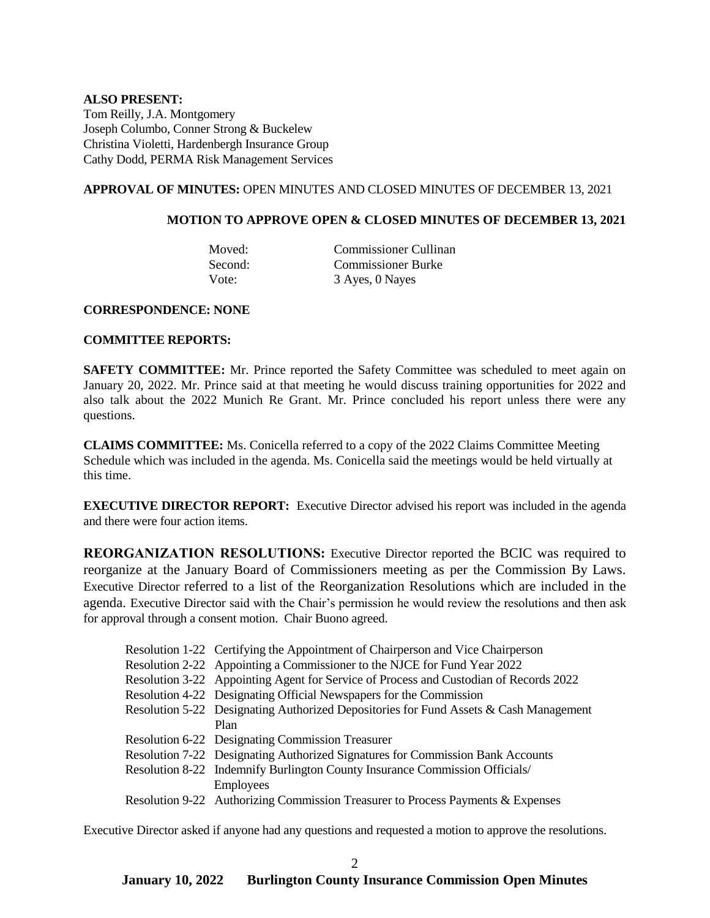**ALSO PRESENT:**
Tom Reilly, J.A. Montgomery
Joseph Columbo, Conner Strong & Buckelew
Christina Violetti, Hardenbergh Insurance Group
Cathy Dodd, PERMA Risk Management Services

**APPROVAL OF MINUTES:** OPEN MINUTES AND CLOSED MINUTES OF DECEMBER 13, 2021

**MOTION TO APPROVE OPEN & CLOSED MINUTES OF DECEMBER 13, 2021**

Moved: Commissioner Cullinan
Second: Commissioner Burke
Vote: 3 Ayes, 0 Nayes

**CORRESPONDENCE: NONE**

**COMMITTEE REPORTS:**

**SAFETY COMMITTEE:** Mr. Prince reported the Safety Committee was scheduled to meet again on January 20, 2022. Mr. Prince said at that meeting he would discuss training opportunities for 2022 and also talk about the 2022 Munich Re Grant. Mr. Prince concluded his report unless there were any questions.

**CLAIMS COMMITTEE:** Ms. Conicella referred to a copy of the 2022 Claims Committee Meeting Schedule which was included in the agenda. Ms. Conicella said the meetings would be held virtually at this time.

**EXECUTIVE DIRECTOR REPORT:** Executive Director advised his report was included in the agenda and there were four action items.

**REORGANIZATION RESOLUTIONS:** Executive Director reported the BCIC was required to reorganize at the January Board of Commissioners meeting as per the Commission By Laws. Executive Director referred to a list of the Reorganization Resolutions which are included in the agenda. Executive Director said with the Chair's permission he would review the resolutions and then ask for approval through a consent motion. Chair Buono agreed.

Resolution 1-22 Certifying the Appointment of Chairperson and Vice Chairperson
Resolution 2-22 Appointing a Commissioner to the NJCE for Fund Year 2022
Resolution 3-22 Appointing Agent for Service of Process and Custodian of Records 2022
Resolution 4-22 Designating Official Newspapers for the Commission
Resolution 5-22 Designating Authorized Depositories for Fund Assets & Cash Management Plan
Resolution 6-22 Designating Commission Treasurer
Resolution 7-22 Designating Authorized Signatures for Commission Bank Accounts
Resolution 8-22 Indemnify Burlington County Insurance Commission Officials/ Employees
Resolution 9-22 Authorizing Commission Treasurer to Process Payments & Expenses

Executive Director asked if anyone had any questions and requested a motion to approve the resolutions.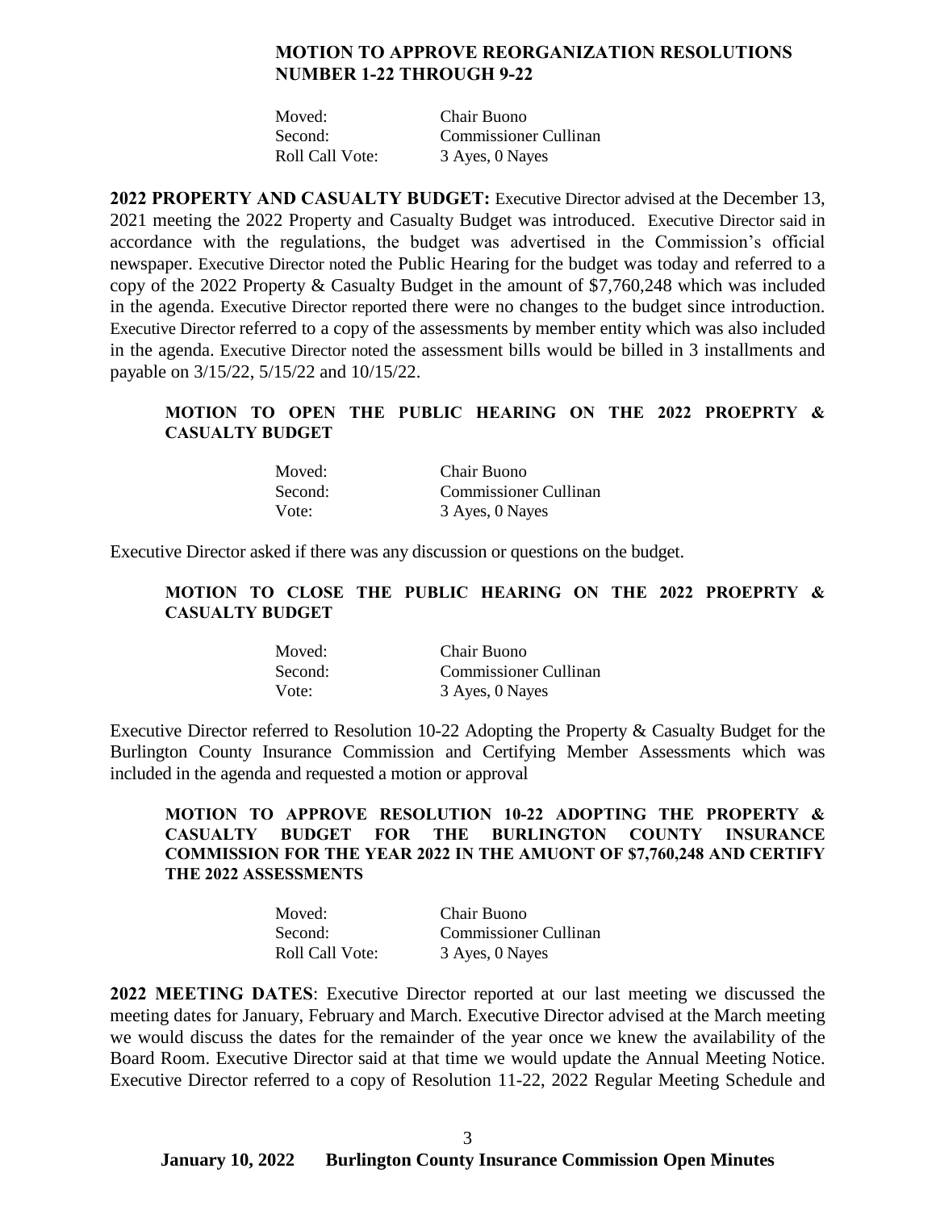**MOTION TO APPROVE REORGANIZATION RESOLUTIONS NUMBER 1-22 THROUGH 9-22**

| | |
|---|---|
| Moved: | Chair Buono |
| Second: | Commissioner Cullinan |
| Roll Call Vote: | 3 Ayes, 0 Nayes |

**2022 PROPERTY AND CASUALTY BUDGET:** Executive Director advised at the December 13, 2021 meeting the 2022 Property and Casualty Budget was introduced. Executive Director said in accordance with the regulations, the budget was advertised in the Commission's official newspaper. Executive Director noted the Public Hearing for the budget was today and referred to a copy of the 2022 Property & Casualty Budget in the amount of $7,760,248 which was included in the agenda. Executive Director reported there were no changes to the budget since introduction. Executive Director referred to a copy of the assessments by member entity which was also included in the agenda. Executive Director noted the assessment bills would be billed in 3 installments and payable on 3/15/22, 5/15/22 and 10/15/22.

**MOTION TO OPEN THE PUBLIC HEARING ON THE 2022 PROEPRTY & CASUALTY BUDGET**

| | |
|---|---|
| Moved: | Chair Buono |
| Second: | Commissioner Cullinan |
| Vote: | 3 Ayes, 0 Nayes |

Executive Director asked if there was any discussion or questions on the budget.

**MOTION TO CLOSE THE PUBLIC HEARING ON THE 2022 PROEPRTY & CASUALTY BUDGET**

| | |
|---|---|
| Moved: | Chair Buono |
| Second: | Commissioner Cullinan |
| Vote: | 3 Ayes, 0 Nayes |

Executive Director referred to Resolution 10-22 Adopting the Property & Casualty Budget for the Burlington County Insurance Commission and Certifying Member Assessments which was included in the agenda and requested a motion or approval

**MOTION TO APPROVE RESOLUTION 10-22 ADOPTING THE PROPERTY & CASUALTY BUDGET FOR THE BURLINGTON COUNTY INSURANCE COMMISSION FOR THE YEAR 2022 IN THE AMUONT OF $7,760,248 AND CERTIFY THE 2022 ASSESSMENTS**

| | |
|---|---|
| Moved: | Chair Buono |
| Second: | Commissioner Cullinan |
| Roll Call Vote: | 3 Ayes, 0 Nayes |

**2022 MEETING DATES**: Executive Director reported at our last meeting we discussed the meeting dates for January, February and March. Executive Director advised at the March meeting we would discuss the dates for the remainder of the year once we knew the availability of the Board Room. Executive Director said at that time we would update the Annual Meeting Notice. Executive Director referred to a copy of Resolution 11-22, 2022 Regular Meeting Schedule and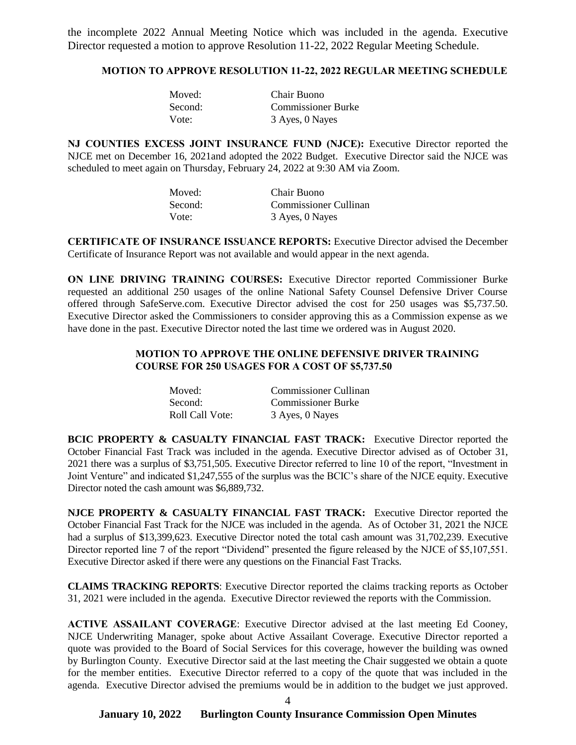the incomplete 2022 Annual Meeting Notice which was included in the agenda. Executive Director requested a motion to approve Resolution 11-22, 2022 Regular Meeting Schedule.

**MOTION TO APPROVE RESOLUTION 11-22, 2022 REGULAR MEETING SCHEDULE**

| | |
|---|---|
| Moved: | Chair Buono |
| Second: | Commissioner Burke |
| Vote: | 3 Ayes, 0 Nayes |

**NJ COUNTIES EXCESS JOINT INSURANCE FUND (NJCE):** Executive Director reported the NJCE met on December 16, 2021and adopted the 2022 Budget. Executive Director said the NJCE was scheduled to meet again on Thursday, February 24, 2022 at 9:30 AM via Zoom.

| | |
|---|---|
| Moved: | Chair Buono |
| Second: | Commissioner Cullinan |
| Vote: | 3 Ayes, 0 Nayes |

**CERTIFICATE OF INSURANCE ISSUANCE REPORTS:** Executive Director advised the December Certificate of Insurance Report was not available and would appear in the next agenda.

**ON LINE DRIVING TRAINING COURSES:** Executive Director reported Commissioner Burke requested an additional 250 usages of the online National Safety Counsel Defensive Driver Course offered through SafeServe.com. Executive Director advised the cost for 250 usages was $5,737.50. Executive Director asked the Commissioners to consider approving this as a Commission expense as we have done in the past. Executive Director noted the last time we ordered was in August 2020.

**MOTION TO APPROVE THE ONLINE DEFENSIVE DRIVER TRAINING COURSE FOR 250 USAGES FOR A COST OF $5,737.50**

| | |
|---|---|
| Moved: | Commissioner Cullinan |
| Second: | Commissioner Burke |
| Roll Call Vote: | 3 Ayes, 0 Nayes |

**BCIC PROPERTY & CASUALTY FINANCIAL FAST TRACK:** Executive Director reported the October Financial Fast Track was included in the agenda. Executive Director advised as of October 31, 2021 there was a surplus of $3,751,505. Executive Director referred to line 10 of the report, "Investment in Joint Venture" and indicated $1,247,555 of the surplus was the BCIC's share of the NJCE equity. Executive Director noted the cash amount was $6,889,732.

**NJCE PROPERTY & CASUALTY FINANCIAL FAST TRACK:** Executive Director reported the October Financial Fast Track for the NJCE was included in the agenda. As of October 31, 2021 the NJCE had a surplus of $13,399,623. Executive Director noted the total cash amount was 31,702,239. Executive Director reported line 7 of the report "Dividend" presented the figure released by the NJCE of $5,107,551. Executive Director asked if there were any questions on the Financial Fast Tracks.

**CLAIMS TRACKING REPORTS**: Executive Director reported the claims tracking reports as October 31, 2021 were included in the agenda. Executive Director reviewed the reports with the Commission.

**ACTIVE ASSAILANT COVERAGE**: Executive Director advised at the last meeting Ed Cooney, NJCE Underwriting Manager, spoke about Active Assailant Coverage. Executive Director reported a quote was provided to the Board of Social Services for this coverage, however the building was owned by Burlington County. Executive Director said at the last meeting the Chair suggested we obtain a quote for the member entities. Executive Director referred to a copy of the quote that was included in the agenda. Executive Director advised the premiums would be in addition to the budget we just approved.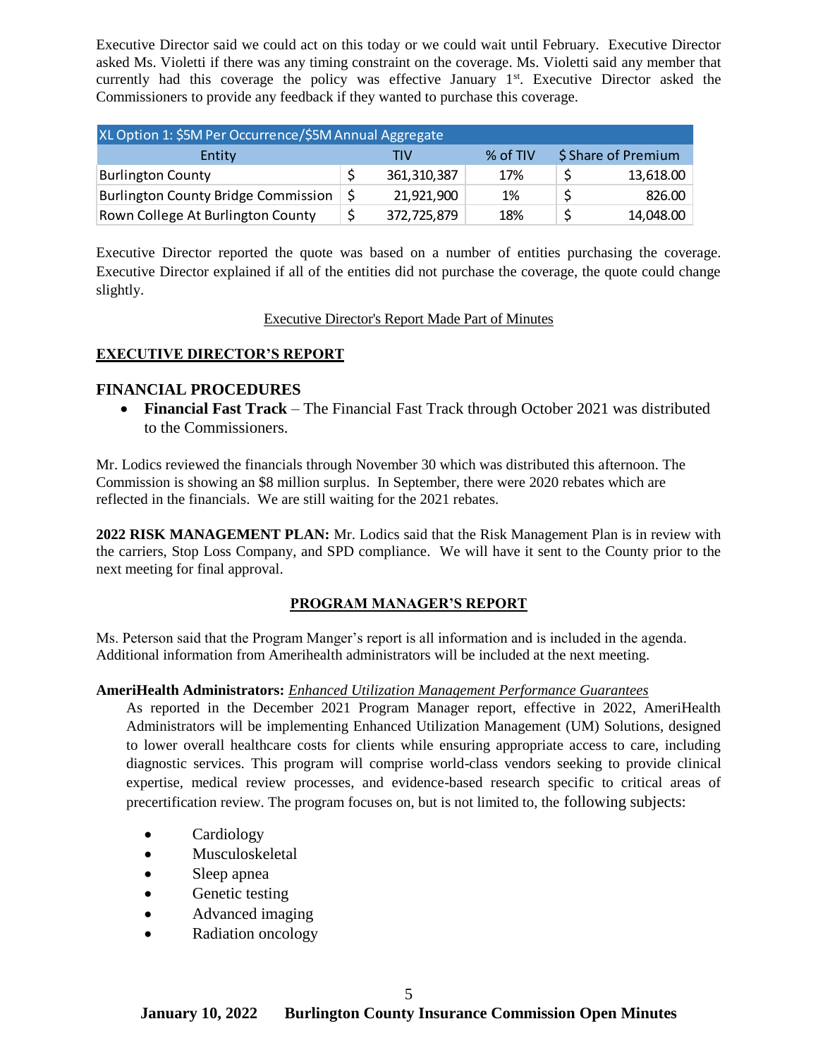Executive Director said we could act on this today or we could wait until February. Executive Director asked Ms. Violetti if there was any timing constraint on the coverage. Ms. Violetti said any member that currently had this coverage the policy was effective January 1st. Executive Director asked the Commissioners to provide any feedback if they wanted to purchase this coverage.

| XL Option 1: $5M Per Occurrence/$5M Annual Aggregate | | | |
|---|---|---|---|
| Entity | TIV | % of TIV | $ Share of Premium |
| Burlington County | $ 361,310,387 | 17% | $ 13,618.00 |
| Burlington County Bridge Commission | $ 21,921,900 | 1% | $ 826.00 |
| Rown College At Burlington County | $ 372,725,879 | 18% | $ 14,048.00 |

Executive Director reported the quote was based on a number of entities purchasing the coverage. Executive Director explained if all of the entities did not purchase the coverage, the quote could change slightly.

Executive Director's Report Made Part of Minutes

**EXECUTIVE DIRECTOR'S REPORT**

**FINANCIAL PROCEDURES**

- **Financial Fast Track** – The Financial Fast Track through October 2021 was distributed to the Commissioners.

Mr. Lodics reviewed the financials through November 30 which was distributed this afternoon. The Commission is showing an $8 million surplus. In September, there were 2020 rebates which are reflected in the financials. We are still waiting for the 2021 rebates.

**2022 RISK MANAGEMENT PLAN:** Mr. Lodics said that the Risk Management Plan is in review with the carriers, Stop Loss Company, and SPD compliance. We will have it sent to the County prior to the next meeting for final approval.

**PROGRAM MANAGER'S REPORT**

Ms. Peterson said that the Program Manger's report is all information and is included in the agenda. Additional information from Amerihealth administrators will be included at the next meeting.

**AmeriHealth Administrators:** *Enhanced Utilization Management Performance Guarantees*

As reported in the December 2021 Program Manager report, effective in 2022, AmeriHealth Administrators will be implementing Enhanced Utilization Management (UM) Solutions, designed to lower overall healthcare costs for clients while ensuring appropriate access to care, including diagnostic services. This program will comprise world-class vendors seeking to provide clinical expertise, medical review processes, and evidence-based research specific to critical areas of precertification review. The program focuses on, but is not limited to, the following subjects:

- Cardiology
- Musculoskeletal
- Sleep apnea
- Genetic testing
- Advanced imaging
- Radiation oncology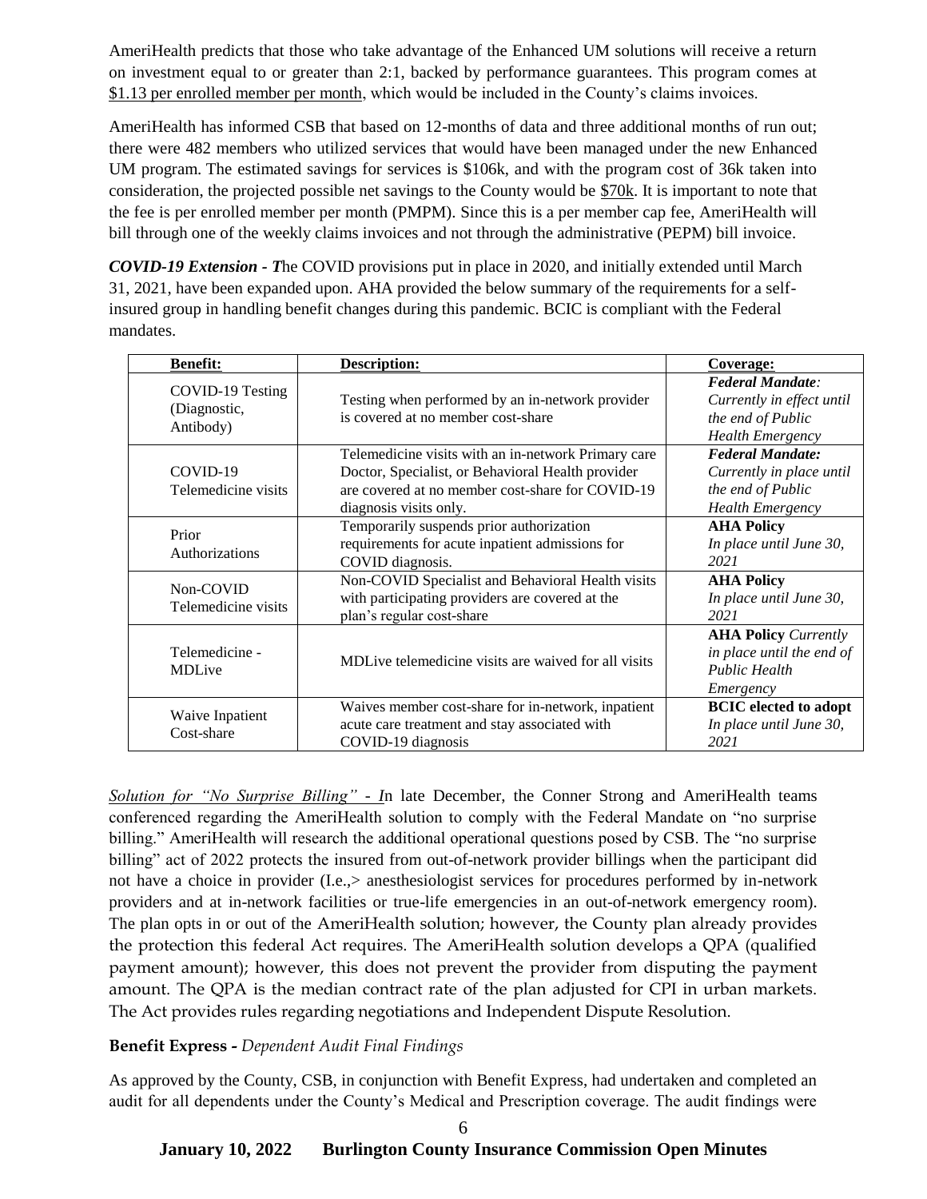AmeriHealth predicts that those who take advantage of the Enhanced UM solutions will receive a return on investment equal to or greater than 2:1, backed by performance guarantees. This program comes at $1.13 per enrolled member per month, which would be included in the County's claims invoices.

AmeriHealth has informed CSB that based on 12-months of data and three additional months of run out; there were 482 members who utilized services that would have been managed under the new Enhanced UM program. The estimated savings for services is $106k, and with the program cost of 36k taken into consideration, the projected possible net savings to the County would be $70k. It is important to note that the fee is per enrolled member per month (PMPM). Since this is a per member cap fee, AmeriHealth will bill through one of the weekly claims invoices and not through the administrative (PEPM) bill invoice.

***COVID-19 Extension - T***he COVID provisions put in place in 2020, and initially extended until March 31, 2021, have been expanded upon. AHA provided the below summary of the requirements for a self-insured group in handling benefit changes during this pandemic. BCIC is compliant with the Federal mandates.

| **Benefit:** | **Description:** | **Coverage:** |
|---|---|---|
| COVID-19 Testing (Diagnostic, Antibody) | Testing when performed by an in-network provider is covered at no member cost-share | ***Federal Mandate:*** *Currently in effect until the end of Public Health Emergency* |
| COVID-19 Telemedicine visits | Telemedicine visits with an in-network Primary care Doctor, Specialist, or Behavioral Health provider are covered at no member cost-share for COVID-19 diagnosis visits only. | ***Federal Mandate:*** *Currently in place until the end of Public Health Emergency* |
| Prior Authorizations | Temporarily suspends prior authorization requirements for acute inpatient admissions for COVID diagnosis. | **AHA Policy** *In place until June 30, 2021* |
| Non-COVID Telemedicine visits | Non-COVID Specialist and Behavioral Health visits with participating providers are covered at the plan's regular cost-share | **AHA Policy** *In place until June 30, 2021* |
| Telemedicine - MDLive | MDLive telemedicine visits are waived for all visits | **AHA Policy** *Currently in place until the end of Public Health Emergency* |
| Waive Inpatient Cost-share | Waives member cost-share for in-network, inpatient acute care treatment and stay associated with COVID-19 diagnosis | **BCIC elected to adopt** *In place until June 30, 2021* |

*Solution for "No Surprise Billing" - I*n late December, the Conner Strong and AmeriHealth teams conferenced regarding the AmeriHealth solution to comply with the Federal Mandate on "no surprise billing." AmeriHealth will research the additional operational questions posed by CSB. The "no surprise billing" act of 2022 protects the insured from out-of-network provider billings when the participant did not have a choice in provider (I.e.,> anesthesiologist services for procedures performed by in-network providers and at in-network facilities or true-life emergencies in an out-of-network emergency room). The plan opts in or out of the AmeriHealth solution; however, the County plan already provides the protection this federal Act requires. The AmeriHealth solution develops a QPA (qualified payment amount); however, this does not prevent the provider from disputing the payment amount. The QPA is the median contract rate of the plan adjusted for CPI in urban markets. The Act provides rules regarding negotiations and Independent Dispute Resolution.

**Benefit Express -** *Dependent Audit Final Findings*

As approved by the County, CSB, in conjunction with Benefit Express, had undertaken and completed an audit for all dependents under the County's Medical and Prescription coverage. The audit findings were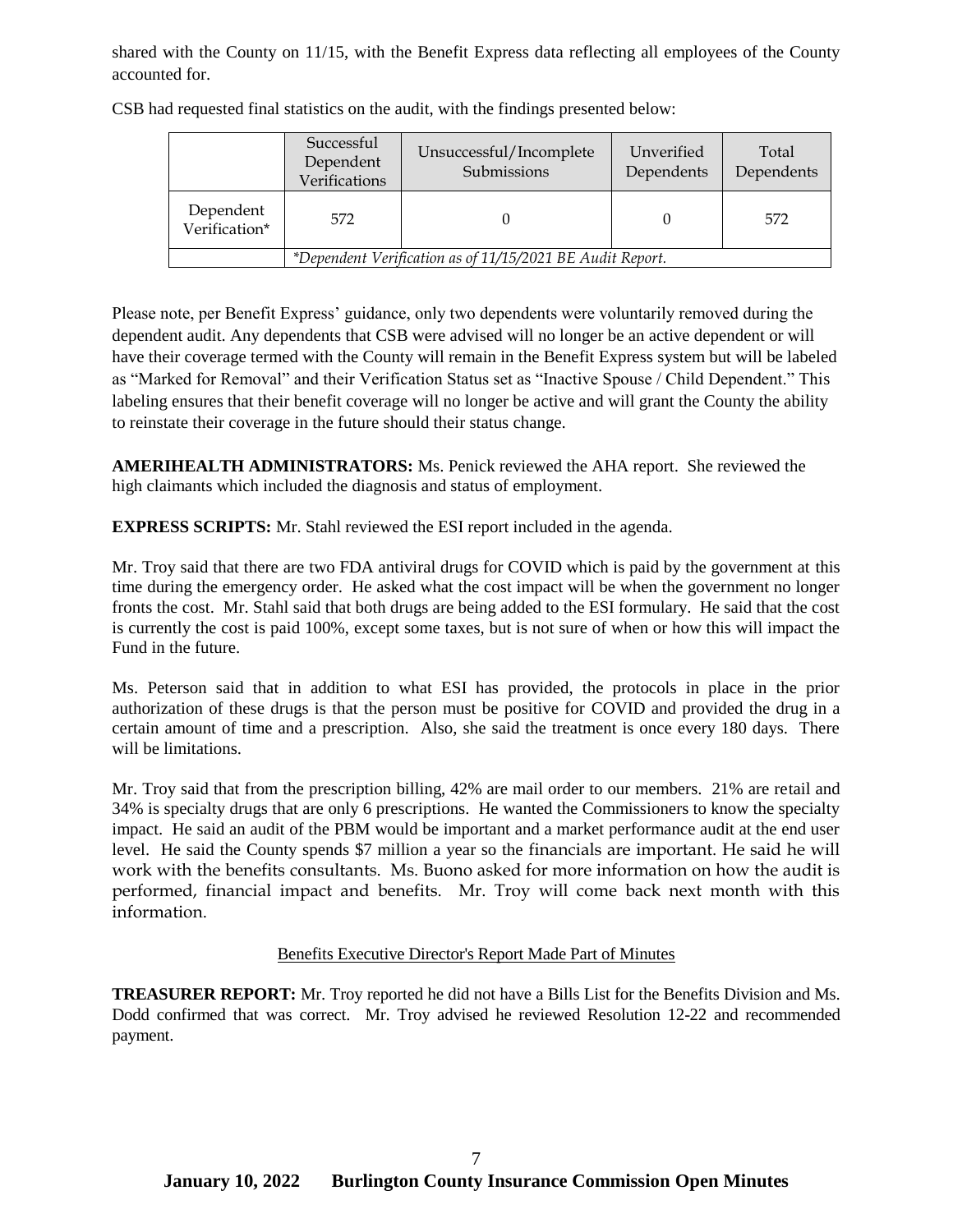shared with the County on 11/15, with the Benefit Express data reflecting all employees of the County accounted for.

CSB had requested final statistics on the audit, with the findings presented below:

| | Successful Dependent Verifications | Unsuccessful/Incomplete Submissions | Unverified Dependents | Total Dependents |
|---|---|---|---|---|
| Dependent Verification* | 572 | 0 | 0 | 572 |
| | *Dependent Verification as of 11/15/2021 BE Audit Report.* | | | |

Please note, per Benefit Express' guidance, only two dependents were voluntarily removed during the dependent audit. Any dependents that CSB were advised will no longer be an active dependent or will have their coverage termed with the County will remain in the Benefit Express system but will be labeled as "Marked for Removal" and their Verification Status set as "Inactive Spouse / Child Dependent." This labeling ensures that their benefit coverage will no longer be active and will grant the County the ability to reinstate their coverage in the future should their status change.

**AMERIHEALTH ADMINISTRATORS:** Ms. Penick reviewed the AHA report. She reviewed the high claimants which included the diagnosis and status of employment.

**EXPRESS SCRIPTS:** Mr. Stahl reviewed the ESI report included in the agenda.

Mr. Troy said that there are two FDA antiviral drugs for COVID which is paid by the government at this time during the emergency order. He asked what the cost impact will be when the government no longer fronts the cost. Mr. Stahl said that both drugs are being added to the ESI formulary. He said that the cost is currently the cost is paid 100%, except some taxes, but is not sure of when or how this will impact the Fund in the future.

Ms. Peterson said that in addition to what ESI has provided, the protocols in place in the prior authorization of these drugs is that the person must be positive for COVID and provided the drug in a certain amount of time and a prescription. Also, she said the treatment is once every 180 days. There will be limitations.

Mr. Troy said that from the prescription billing, 42% are mail order to our members. 21% are retail and 34% is specialty drugs that are only 6 prescriptions. He wanted the Commissioners to know the specialty impact. He said an audit of the PBM would be important and a market performance audit at the end user level. He said the County spends $7 million a year so the financials are important. He said he will work with the benefits consultants. Ms. Buono asked for more information on how the audit is performed, financial impact and benefits. Mr. Troy will come back next month with this information.

Benefits Executive Director's Report Made Part of Minutes

**TREASURER REPORT:** Mr. Troy reported he did not have a Bills List for the Benefits Division and Ms. Dodd confirmed that was correct. Mr. Troy advised he reviewed Resolution 12-22 and recommended payment.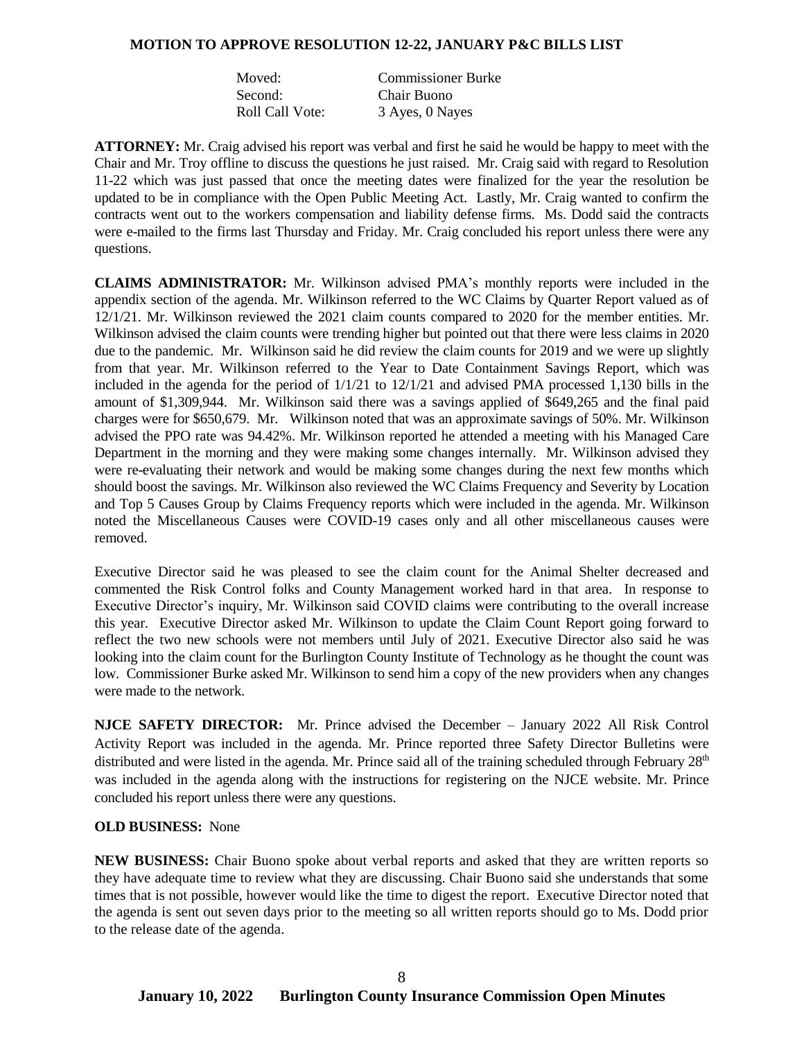**MOTION TO APPROVE RESOLUTION 12-22, JANUARY P&C BILLS LIST**

| | |
|---|---|
| Moved: | Commissioner Burke |
| Second: | Chair Buono |
| Roll Call Vote: | 3 Ayes, 0 Nayes |

**ATTORNEY:** Mr. Craig advised his report was verbal and first he said he would be happy to meet with the Chair and Mr. Troy offline to discuss the questions he just raised. Mr. Craig said with regard to Resolution 11-22 which was just passed that once the meeting dates were finalized for the year the resolution be updated to be in compliance with the Open Public Meeting Act. Lastly, Mr. Craig wanted to confirm the contracts went out to the workers compensation and liability defense firms. Ms. Dodd said the contracts were e-mailed to the firms last Thursday and Friday. Mr. Craig concluded his report unless there were any questions.

**CLAIMS ADMINISTRATOR:** Mr. Wilkinson advised PMA's monthly reports were included in the appendix section of the agenda. Mr. Wilkinson referred to the WC Claims by Quarter Report valued as of 12/1/21. Mr. Wilkinson reviewed the 2021 claim counts compared to 2020 for the member entities. Mr. Wilkinson advised the claim counts were trending higher but pointed out that there were less claims in 2020 due to the pandemic. Mr. Wilkinson said he did review the claim counts for 2019 and we were up slightly from that year. Mr. Wilkinson referred to the Year to Date Containment Savings Report, which was included in the agenda for the period of 1/1/21 to 12/1/21 and advised PMA processed 1,130 bills in the amount of $1,309,944. Mr. Wilkinson said there was a savings applied of $649,265 and the final paid charges were for $650,679. Mr. Wilkinson noted that was an approximate savings of 50%. Mr. Wilkinson advised the PPO rate was 94.42%. Mr. Wilkinson reported he attended a meeting with his Managed Care Department in the morning and they were making some changes internally. Mr. Wilkinson advised they were re-evaluating their network and would be making some changes during the next few months which should boost the savings. Mr. Wilkinson also reviewed the WC Claims Frequency and Severity by Location and Top 5 Causes Group by Claims Frequency reports which were included in the agenda. Mr. Wilkinson noted the Miscellaneous Causes were COVID-19 cases only and all other miscellaneous causes were removed.

Executive Director said he was pleased to see the claim count for the Animal Shelter decreased and commented the Risk Control folks and County Management worked hard in that area. In response to Executive Director's inquiry, Mr. Wilkinson said COVID claims were contributing to the overall increase this year. Executive Director asked Mr. Wilkinson to update the Claim Count Report going forward to reflect the two new schools were not members until July of 2021. Executive Director also said he was looking into the claim count for the Burlington County Institute of Technology as he thought the count was low. Commissioner Burke asked Mr. Wilkinson to send him a copy of the new providers when any changes were made to the network.

**NJCE SAFETY DIRECTOR:** Mr. Prince advised the December – January 2022 All Risk Control Activity Report was included in the agenda. Mr. Prince reported three Safety Director Bulletins were distributed and were listed in the agenda. Mr. Prince said all of the training scheduled through February 28th was included in the agenda along with the instructions for registering on the NJCE website. Mr. Prince concluded his report unless there were any questions.

**OLD BUSINESS:** None

**NEW BUSINESS:** Chair Buono spoke about verbal reports and asked that they are written reports so they have adequate time to review what they are discussing. Chair Buono said she understands that some times that is not possible, however would like the time to digest the report. Executive Director noted that the agenda is sent out seven days prior to the meeting so all written reports should go to Ms. Dodd prior to the release date of the agenda.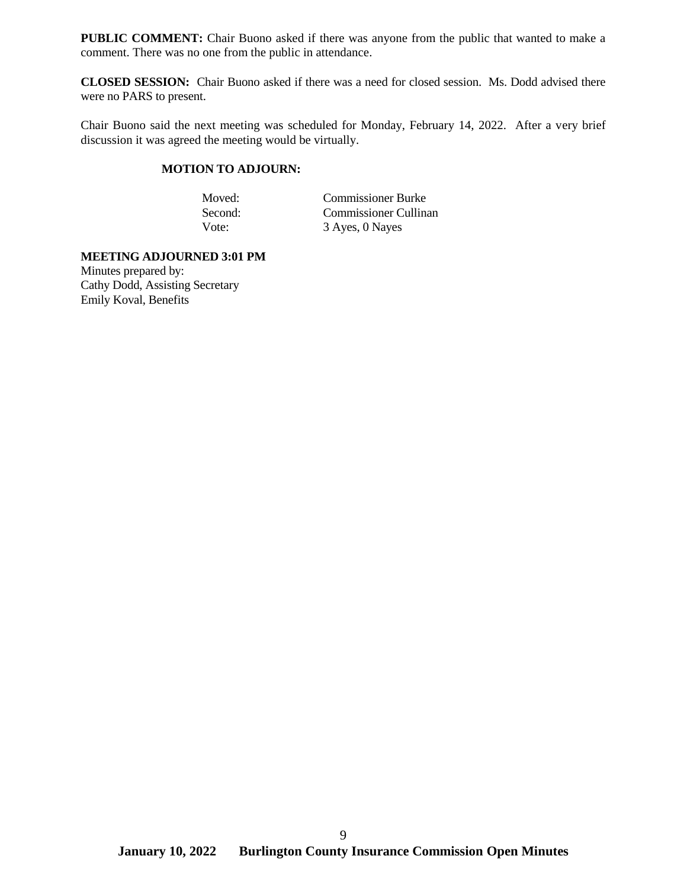**PUBLIC COMMENT:** Chair Buono asked if there was anyone from the public that wanted to make a comment. There was no one from the public in attendance.

**CLOSED SESSION:** Chair Buono asked if there was a need for closed session. Ms. Dodd advised there were no PARS to present.

Chair Buono said the next meeting was scheduled for Monday, February 14, 2022. After a very brief discussion it was agreed the meeting would be virtually.

**MOTION TO ADJOURN:**

| | |
|---|---|
| Moved: | Commissioner Burke |
| Second: | Commissioner Cullinan |
| Vote: | 3 Ayes, 0 Nayes |

**MEETING ADJOURNED 3:01 PM**

Minutes prepared by:
Cathy Dodd, Assisting Secretary
Emily Koval, Benefits